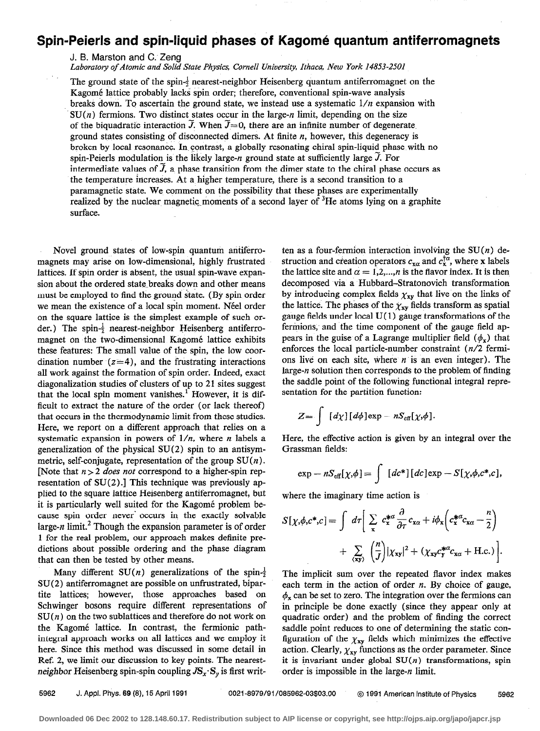# Spin-Peierls and spin-liquid phases of Kagomé quantum antiferromagnets

J. B. Marston and C. Zeng

*Laboratory of Atomic and Solid State Physics, Cornell University, Ithaca, New York 14853-2501*

The ground state of the spin-$\frac{1}{2}$ nearest-neighbor Heisenberg quantum antiferromagnet on the Kagomé lattice probably lacks spin order; therefore, conventional spin-wave analysis breaks down. To ascertain the ground state, we instead use a systematic $1/n$ expansion with SU($n$) fermions. Two distinct states occur in the large-$n$ limit, depending on the size of the biquadratic interaction $\tilde{J}$. When $\tilde{J}=0$, there are an infinite number of degenerate ground states consisting of disconnected dimers. At finite $n$, however, this degeneracy is broken by local resonance. In contrast, a globally resonating chiral spin-liquid phase with no spin-Peierls modulation is the likely large-$n$ ground state at sufficiently large $\tilde{J}$. For intermediate values of $\tilde{J}$, a phase transition from the dimer state to the chiral phase occurs as the temperature increases. At a higher temperature, there is a second transition to a paramagnetic state. We comment on the possibility that these phases are experimentally realized by the nuclear magnetic moments of a second layer of $^3$He atoms lying on a graphite surface.

Novel ground states of low-spin quantum antiferromagnets may arise on low-dimensional, highly frustrated lattices. If spin order is absent, the usual spin-wave expansion about the ordered state breaks down and other means must be employed to find the ground state. (By spin order we mean the existence of a local spin moment. Néel order on the square lattice is the simplest example of such order.) The spin-$\frac{1}{2}$ nearest-neighbor Heisenberg antiferromagnet on the two-dimensional Kagomé lattice exhibits these features: The small value of the spin, the low coordination number ($z=4$), and the frustrating interactions all work against the formation of spin order. Indeed, exact diagonalization studies of clusters of up to 21 sites suggest that the local spin moment vanishes.[1] However, it is difficult to extract the nature of the order (or lack thereof) that occurs in the thermodynamic limit from these studies. Here, we report on a different approach that relies on a systematic expansion in powers of $1/n$, where $n$ labels a generalization of the physical SU(2) spin to an antisymmetric, self-conjugate, representation of the group SU($n$). [Note that $n>2$ *does not* correspond to a higher-spin representation of SU(2).] This technique was previously applied to the square lattice Heisenberg antiferromagnet, but it is particularly well suited for the Kagomé problem because spin order never occurs in the exactly solvable large-$n$ limit.[2] Though the expansion parameter is of order 1 for the real problem, our approach makes definite predictions about possible ordering and the phase diagram that can then be tested by other means.

Many different SU($n$) generalizations of the spin-$\frac{1}{2}$ SU(2) antiferromagnet are possible on unfrustrated, bipartite lattices; however, those approaches based on Schwinger bosons require different representations of SU($n$) on the two sublattices and therefore do not work on the Kagomé lattice. In contrast, the fermionic path-integral approach works on all lattices and we employ it here. Since this method was discussed in some detail in Ref. 2, we limit our discussion to key points. The nearest-*neighbor* Heisenberg spin-spin coupling $J\mathbf{S}_\mathbf{x}\cdot\mathbf{S}_\mathbf{y}$ is first written as a four-fermion interaction involving the SU($n$) destruction and creation operators $c_{\mathbf{x}\alpha}$ and $c^{\dagger\alpha}_{\mathbf{x}}$, where $\mathbf{x}$ labels the lattice site and $\alpha=1,2,\ldots,n$ is the flavor index. It is then decomposed via a Hubbard–Stratonovich transformation by introducing complex fields $\chi_{\mathbf{xy}}$ that live on the links of the lattice. The phases of the $\chi_{\mathbf{xy}}$ fields transform as spatial gauge fields under local U(1) gauge transformations of the fermions, and the time component of the gauge field appears in the guise of a Lagrange multiplier field ($\phi_\mathbf{x}$) that enforces the local particle-number constraint ($n/2$ fermions live on each site, where $n$ is an even integer). The large-$n$ solution then corresponds to the problem of finding the saddle point of the following functional integral representation for the partition function:

$$Z=\int [d\chi][d\phi]\exp - nS_{\text{eff}}[\chi,\phi].$$

Here, the effective action is given by an integral over the Grassman fields:

$$\exp - nS_{\text{eff}}[\chi,\phi]=\int [dc^*][dc]\exp - S[\chi,\phi,c^*,c],$$

where the imaginary time action is

$$S[\chi,\phi,c^*,c]=\int d\tau\bigg[\sum_{\mathbf{x}} c^{*\alpha}_{\mathbf{x}}\frac{\partial}{\partial\tau}c_{\mathbf{x}\alpha}+i\phi_{\mathbf{x}}\Big(c^{*\alpha}_{\mathbf{x}}c_{\mathbf{x}\alpha}-\frac{n}{2}\Big)+\sum_{\langle\mathbf{xy}\rangle}\Big(\frac{n}{J}\Big)|\chi_{\mathbf{xy}}|^2+(\chi_{\mathbf{xy}}c^{*\alpha}_{\mathbf{y}}c_{\mathbf{x}\alpha}+\text{H.c.})\bigg].$$

The implicit sum over the repeated flavor index makes each term in the action of order $n$. By choice of gauge, $\phi_\mathbf{x}$ can be set to zero. The integration over the fermions can in principle be done exactly (since they appear only at quadratic order) and the problem of finding the correct saddle point reduces to one of determining the static configuration of the $\chi_{\mathbf{xy}}$ fields which minimizes the effective action. Clearly, $\chi_{\mathbf{xy}}$ functions as the order parameter. Since it is invariant under global SU($n$) transformations, spin order is impossible in the large-$n$ limit.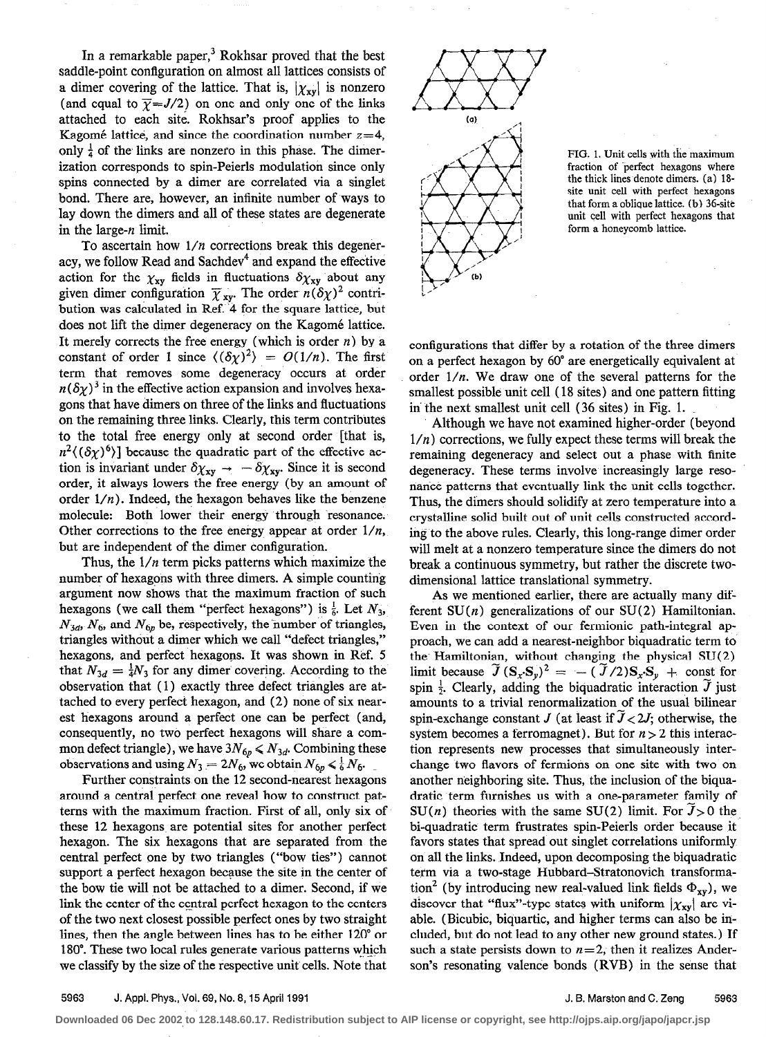In a remarkable paper,[3] Rokhsar proved that the best saddle-point configuration on almost all lattices consists of a dimer covering of the lattice. That is, $|\chi_{xy}|$ is nonzero (and equal to $\overline{\chi}=J/2$) on one and only one of the links attached to each site. Rokhsar's proof applies to the Kagomé lattice, and since the coordination number $z=4$, only $\frac{1}{4}$ of the links are nonzero in this phase. The dimerization corresponds to spin-Peierls modulation since only spins connected by a dimer are correlated via a singlet bond. There are, however, an infinite number of ways to lay down the dimers and all of these states are degenerate in the large-$n$ limit.

To ascertain how $1/n$ corrections break this degeneracy, we follow Read and Sachdev[4] and expand the effective action for the $\chi_{xy}$ fields in fluctuations $\delta\chi_{xy}$ about any given dimer configuration $\overline{\chi}_{xy}$. The order $n(\delta\chi)^2$ contribution was calculated in Ref. 4 for the square lattice, but does not lift the dimer degeneracy on the Kagomé lattice. It merely corrects the free energy (which is order $n$) by a constant of order 1 since $\langle(\delta\chi)^2\rangle = O(1/n)$. The first term that removes some degeneracy occurs at order $n(\delta\chi)^3$ in the effective action expansion and involves hexagons that have dimers on three of the links and fluctuations on the remaining three links. Clearly, this term contributes to the total free energy only at second order [that is, $n^2\langle(\delta\chi)^6\rangle$] because the quadratic part of the effective action is invariant under $\delta\chi_{xy} \to -\delta\chi_{xy}$. Since it is second order, it always lowers the free energy (by an amount of order $1/n$). Indeed, the hexagon behaves like the benzene molecule: Both lower their energy through resonance. Other corrections to the free energy appear at order $1/n$, but are independent of the dimer configuration.

Thus, the $1/n$ term picks patterns which maximize the number of hexagons with three dimers. A simple counting argument now shows that the maximum fraction of such hexagons (we call them "perfect hexagons") is $\frac{1}{6}$. Let $N_3$, $N_{3d}$, $N_6$, and $N_{6p}$ be, respectively, the number of triangles, triangles without a dimer which we call "defect triangles," hexagons, and perfect hexagons. It was shown in Ref. 5 that $N_{3d} = \frac{1}{4}N_3$ for any dimer covering. According to the observation that (1) exactly three defect triangles are attached to every perfect hexagon, and (2) none of six nearest hexagons around a perfect one can be perfect (and, consequently, no two perfect hexagons will share a common defect triangle), we have $3N_{6p} \leqslant N_{3d}$. Combining these observations and using $N_3 = 2N_6$, we obtain $N_{6p} \leqslant \frac{1}{6}N_6$.

Further constraints on the 12 second-nearest hexagons around a central perfect one reveal how to construct patterns with the maximum fraction. First of all, only six of these 12 hexagons are potential sites for another perfect hexagon. The six hexagons that are separated from the central perfect one by two triangles ("bow ties") cannot support a perfect hexagon because the site in the center of the bow tie will not be attached to a dimer. Second, if we link the center of the central perfect hexagon to the centers of the two next closest possible perfect ones by two straight lines, then the angle between lines has to be either 120° or 180°. These two local rules generate various patterns which we classify by the size of the respective unit cells. Note that configurations that differ by a rotation of the three dimers on a perfect hexagon by 60° are energetically equivalent at order $1/n$. We draw one of the several patterns for the smallest possible unit cell (18 sites) and one pattern fitting in the next smallest unit cell (36 sites) in Fig. 1.

FIG. 1. Unit cells with the maximum fraction of perfect hexagons where the thick lines denote dimers. (a) 18-site unit cell with perfect hexagons that form a oblique lattice. (b) 36-site unit cell with perfect hexagons that form a honeycomb lattice.

Although we have not examined higher-order (beyond $1/n$) corrections, we fully expect these terms will break the remaining degeneracy and select out a phase with finite degeneracy. These terms involve increasingly large resonance patterns that eventually link the unit cells together. Thus, the dimers should solidify at zero temperature into a crystalline solid built out of unit cells constructed according to the above rules. Clearly, this long-range dimer order will melt at a nonzero temperature since the dimers do not break a continuous symmetry, but rather the discrete two-dimensional lattice translational symmetry.

As we mentioned earlier, there are actually many different SU($n$) generalizations of our SU(2) Hamiltonian. Even in the context of our fermionic path-integral approach, we can add a nearest-neighbor biquadratic term to the Hamiltonian, without changing the physical SU(2) limit because $\widetilde{J}\,(\mathbf{S}_x\cdot\mathbf{S}_y)^2 = -(\widetilde{J}/2)\mathbf{S}_x\cdot\mathbf{S}_y + \text{const}$ for spin $\frac{1}{2}$. Clearly, adding the biquadratic interaction $\widetilde{J}$ just amounts to a trivial renormalization of the usual bilinear spin-exchange constant $J$ (at least if $\widetilde{J} < 2J$; otherwise, the system becomes a ferromagnet). But for $n > 2$ this interaction represents new processes that simultaneously interchange two flavors of fermions on one site with two on another neighboring site. Thus, the inclusion of the biquadratic term furnishes us with a one-parameter family of SU($n$) theories with the same SU(2) limit. For $\widetilde{J} > 0$ the bi-quadratic term frustrates spin-Peierls order because it favors states that spread out singlet correlations uniformly on all the links. Indeed, upon decomposing the biquadratic term via a two-stage Hubbard–Stratonovich transformation[2] (by introducing new real-valued link fields $\Phi_{xy}$), we discover that "flux"-type states with uniform $|\chi_{xy}|$ are viable. (Bicubic, biquartic, and higher terms can also be included, but do not lead to any other new ground states.) If such a state persists down to $n=2$, then it realizes Anderson's resonating valence bonds (RVB) in the sense that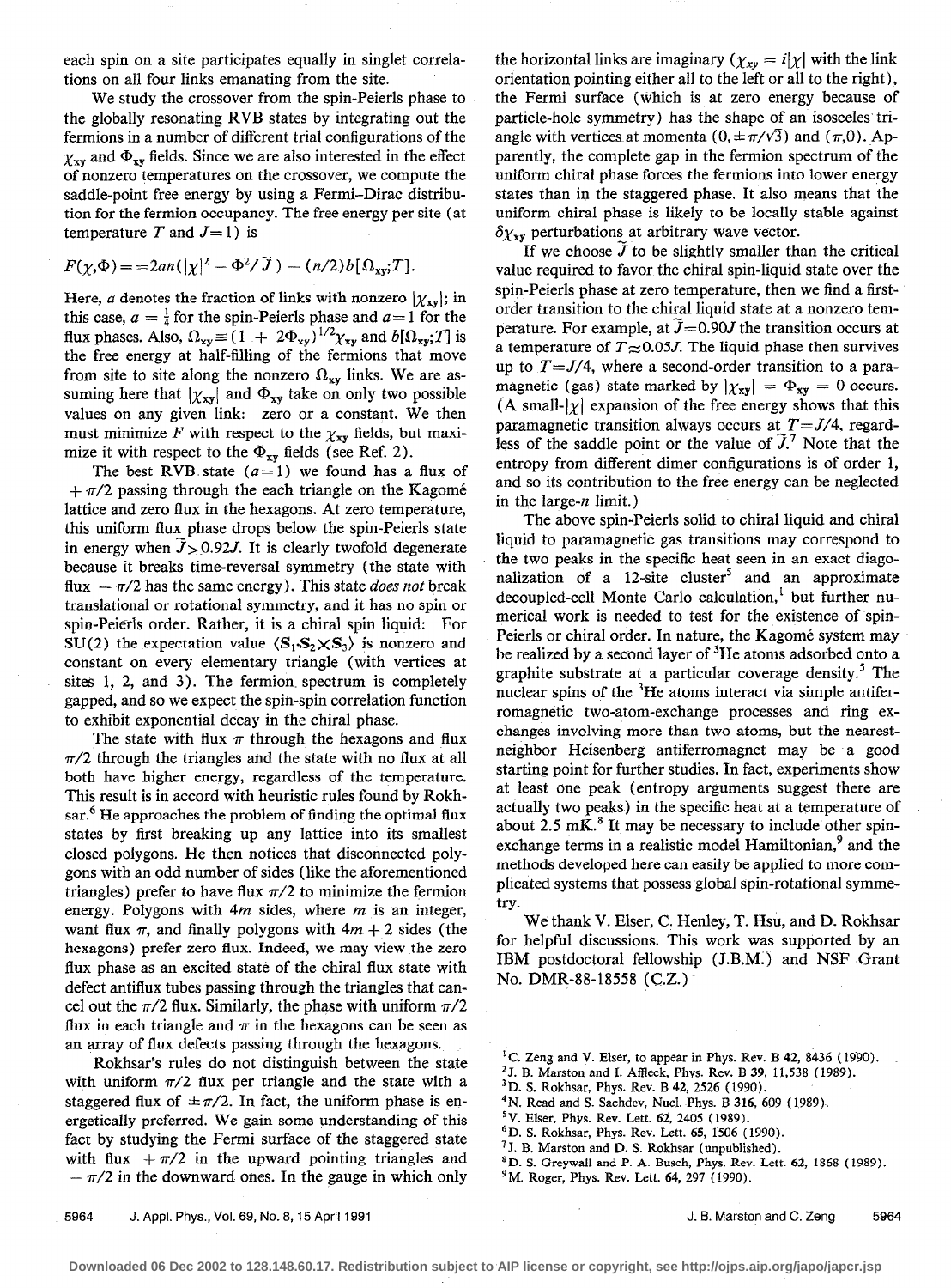each spin on a site participates equally in singlet correlations on all four links emanating from the site.

We study the crossover from the spin-Peierls phase to the globally resonating RVB states by integrating out the fermions in a number of different trial configurations of the $\chi_{xy}$ and $\Phi_{xy}$ fields. Since we are also interested in the effect of nonzero temperatures on the crossover, we compute the saddle-point free energy by using a Fermi–Dirac distribution for the fermion occupancy. The free energy per site (at temperature $T$ and $J=1$) is

$$F(\chi,\Phi) = 2an(|\chi|^2 - \Phi^2/\tilde{J}) - (n/2)b[\Omega_{xy};T].$$

Here, $a$ denotes the fraction of links with nonzero $|\chi_{xy}|$; in this case, $a=\frac{1}{4}$ for the spin-Peierls phase and $a=1$ for the flux phases. Also, $\Omega_{xy} \equiv (1+2\Phi_{xy})^{1/2}\chi_{xy}$ and $b[\Omega_{xy};T]$ is the free energy at half-filling of the fermions that move from site to site along the nonzero $\Omega_{xy}$ links. We are assuming here that $|\chi_{xy}|$ and $\Phi_{xy}$ take on only two possible values on any given link: zero or a constant. We then must minimize $F$ with respect to the $\chi_{xy}$ fields, but maximize it with respect to the $\Phi_{xy}$ fields (see Ref. 2).

The best RVB state ($a=1$) we found has a flux of $+\pi/2$ passing through the each triangle on the Kagomé lattice and zero flux in the hexagons. At zero temperature, this uniform flux phase drops below the spin-Peierls state in energy when $\tilde{J} > 0.92J$. It is clearly twofold degenerate because it breaks time-reversal symmetry (the state with flux $-\pi/2$ has the same energy). This state *does not* break translational or rotational symmetry, and it has no spin or spin-Peierls order. Rather, it is a chiral spin liquid: For SU(2) the expectation value $\langle \mathbf{S}_1 \cdot \mathbf{S}_2 \times \mathbf{S}_3 \rangle$ is nonzero and constant on every elementary triangle (with vertices at sites 1, 2, and 3). The fermion spectrum is completely gapped, and so we expect the spin-spin correlation function to exhibit exponential decay in the chiral phase.

The state with flux $\pi$ through the hexagons and flux $\pi/2$ through the triangles and the state with no flux at all both have higher energy, regardless of the temperature. This result is in accord with heuristic rules found by Rokhsar.[6] He approaches the problem of finding the optimal flux states by first breaking up any lattice into its smallest closed polygons. He then notices that disconnected polygons with an odd number of sides (like the aforementioned triangles) prefer to have flux $\pi/2$ to minimize the fermion energy. Polygons with $4m$ sides, where $m$ is an integer, want flux $\pi$, and finally polygons with $4m+2$ sides (the hexagons) prefer zero flux. Indeed, we may view the zero flux phase as an excited state of the chiral flux state with defect antiflux tubes passing through the triangles that cancel out the $\pi/2$ flux. Similarly, the phase with uniform $\pi/2$ flux in each triangle and $\pi$ in the hexagons can be seen as an array of flux defects passing through the hexagons.

Rokhsar's rules do not distinguish between the state with uniform $\pi/2$ flux per triangle and the state with a staggered flux of $\pm\pi/2$. In fact, the uniform phase is energetically preferred. We gain some understanding of this fact by studying the Fermi surface of the staggered state with flux $+\pi/2$ in the upward pointing triangles and $-\pi/2$ in the downward ones. In the gauge in which only the horizontal links are imaginary ($\chi_{xy} = i|\chi|$ with the link orientation pointing either all to the left or all to the right), the Fermi surface (which is at zero energy because of particle-hole symmetry) has the shape of an isosceles triangle with vertices at momenta $(0, \pm\pi/\sqrt{3})$ and $(\pi, 0)$. Apparently, the complete gap in the fermion spectrum of the uniform chiral phase forces the fermions into lower energy states than in the staggered phase. It also means that the uniform chiral phase is likely to be locally stable against $\delta\chi_{xy}$ perturbations at arbitrary wave vector.

If we choose $\tilde{J}$ to be slightly smaller than the critical value required to favor the chiral spin-liquid state over the spin-Peierls phase at zero temperature, then we find a first-order transition to the chiral liquid state at a nonzero temperature. For example, at $\tilde{J} = 0.90J$ the transition occurs at a temperature of $T \approx 0.05J$. The liquid phase then survives up to $T = J/4$, where a second-order transition to a paramagnetic (gas) state marked by $|\chi_{xy}| = \Phi_{xy} = 0$ occurs. (A small-$|\chi|$ expansion of the free energy shows that this paramagnetic transition always occurs at $T = J/4$, regardless of the saddle point or the value of $\tilde{J}$.[7] Note that the entropy from different dimer configurations is of order 1, and so its contribution to the free energy can be neglected in the large-$n$ limit.)

The above spin-Peierls solid to chiral liquid and chiral liquid to paramagnetic gas transitions may correspond to the two peaks in the specific heat seen in an exact diagonalization of a 12-site cluster[5] and an approximate decoupled-cell Monte Carlo calculation,[1] but further numerical work is needed to test for the existence of spin-Peierls or chiral order. In nature, the Kagomé system may be realized by a second layer of $^3$He atoms adsorbed onto a graphite substrate at a particular coverage density.[5] The nuclear spins of the $^3$He atoms interact via simple antiferromagnetic two-atom-exchange processes and ring exchanges involving more than two atoms, but the nearest-neighbor Heisenberg antiferromagnet may be a good starting point for further studies. In fact, experiments show at least one peak (entropy arguments suggest there are actually two peaks) in the specific heat at a temperature of about 2.5 mK.[8] It may be necessary to include other spin-exchange terms in a realistic model Hamiltonian,[9] and the methods developed here can easily be applied to more complicated systems that possess global spin-rotational symmetry.

We thank V. Elser, C. Henley, T. Hsu, and D. Rokhsar for helpful discussions. This work was supported by an IBM postdoctoral fellowship (J.B.M.) and NSF Grant No. DMR-88-18558 (C.Z.)

[1] C. Zeng and V. Elser, to appear in Phys. Rev. B 42, 8436 (1990).
[2] J. B. Marston and I. Affleck, Phys. Rev. B 39, 11,538 (1989).
[3] D. S. Rokhsar, Phys. Rev. B 42, 2526 (1990).
[4] N. Read and S. Sachdev, Nucl. Phys. B 316, 609 (1989).
[5] V. Elser, Phys. Rev. Lett. 62, 2405 (1989).
[6] D. S. Rokhsar, Phys. Rev. Lett. 65, 1506 (1990).
[7] J. B. Marston and D. S. Rokhsar (unpublished).
[8] D. S. Greywall and P. A. Busch, Phys. Rev. Lett. 62, 1868 (1989).
[9] M. Roger, Phys. Rev. Lett. 64, 297 (1990).